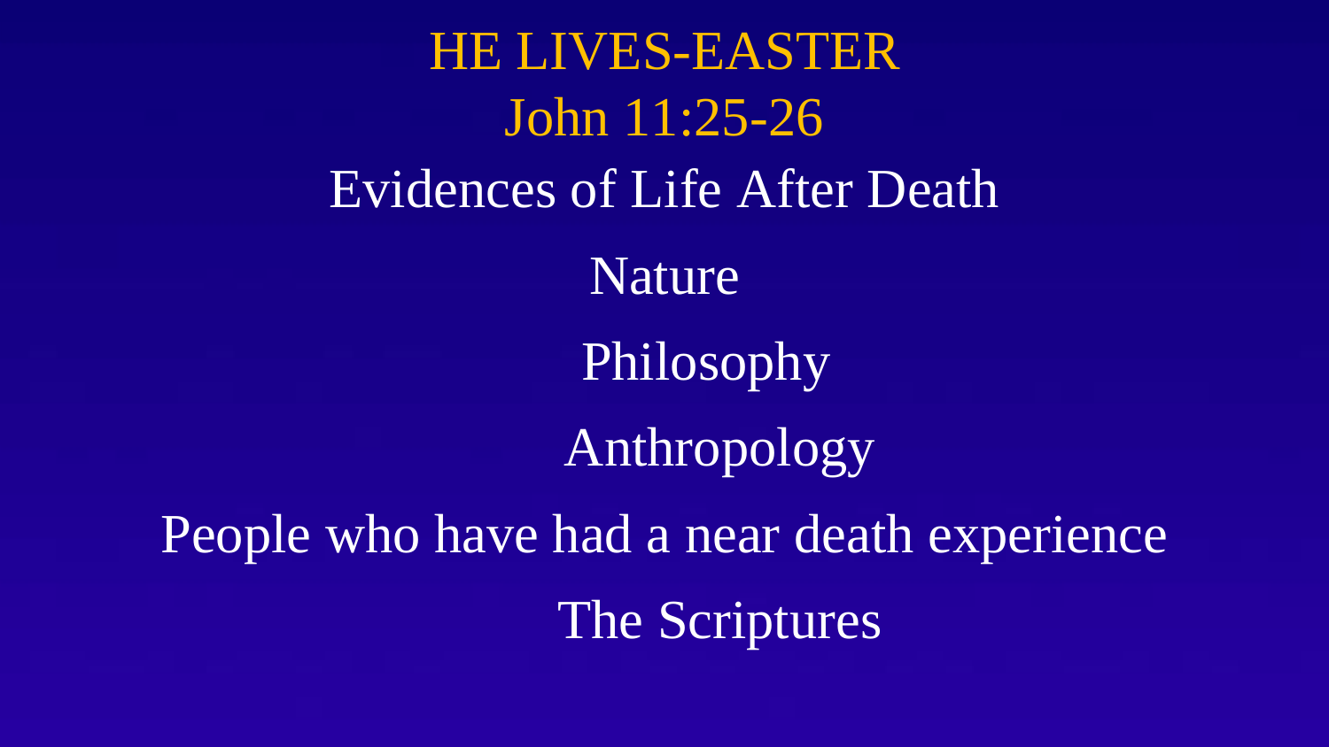# HE LIVES-EASTER

## John 11:25-26

### Evidences of Life After Death

- Nature
- Philosophy
- Anthropology
- People who have had a near death experience
- The Scriptures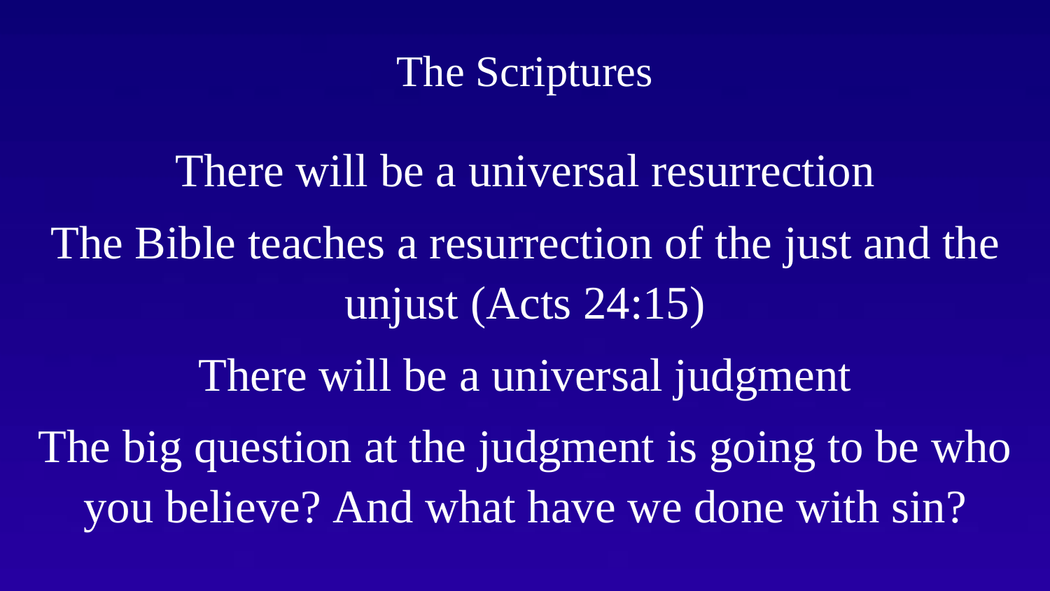# The Scriptures

There will be a universal resurrection

The Bible teaches a resurrection of the just and the unjust (Acts 24:15)

There will be a universal judgment

The big question at the judgment is going to be who you believe? And what have we done with sin?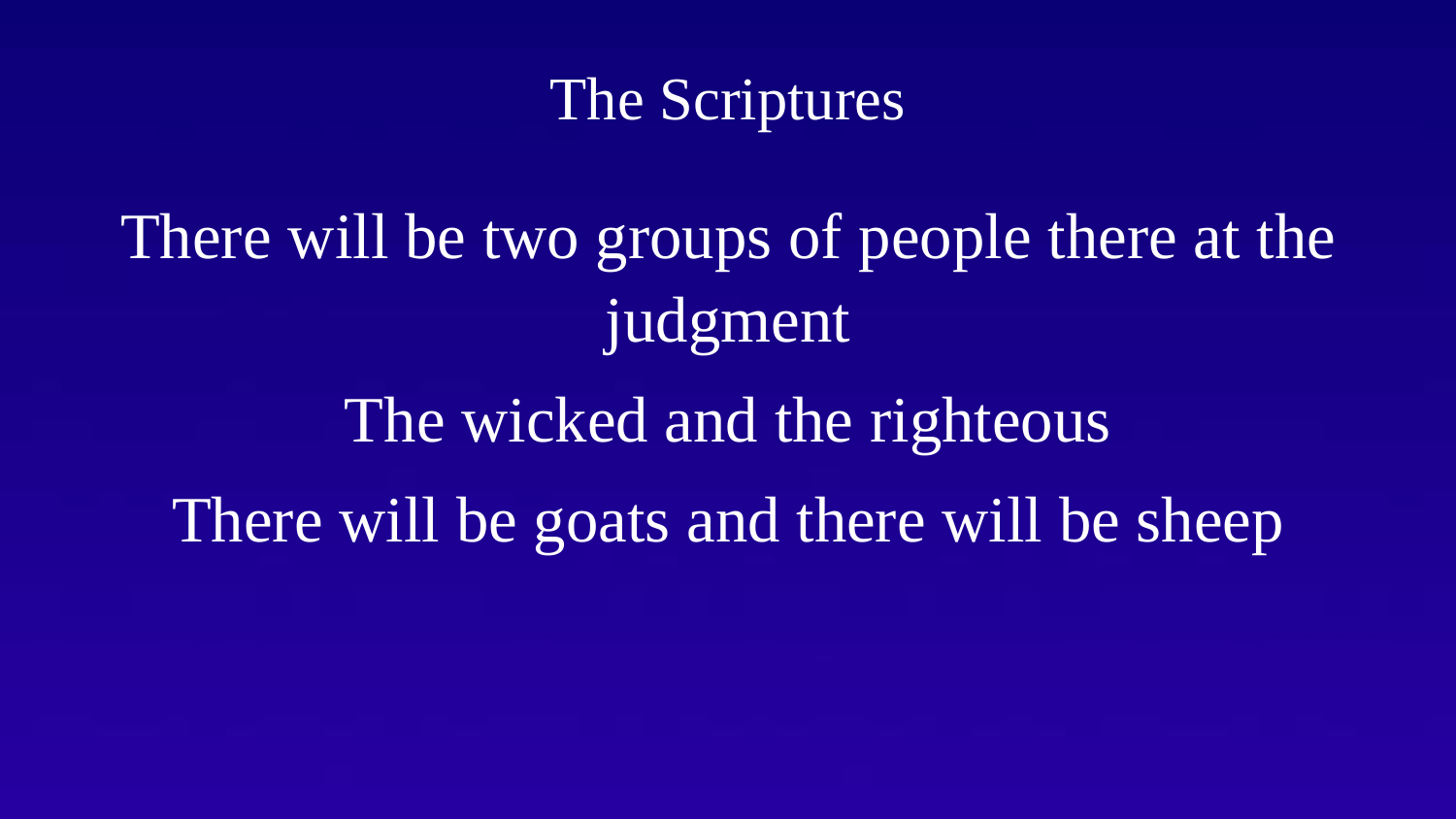# The Scriptures

There will be two groups of people there at the judgment

The wicked and the righteous

There will be goats and there will be sheep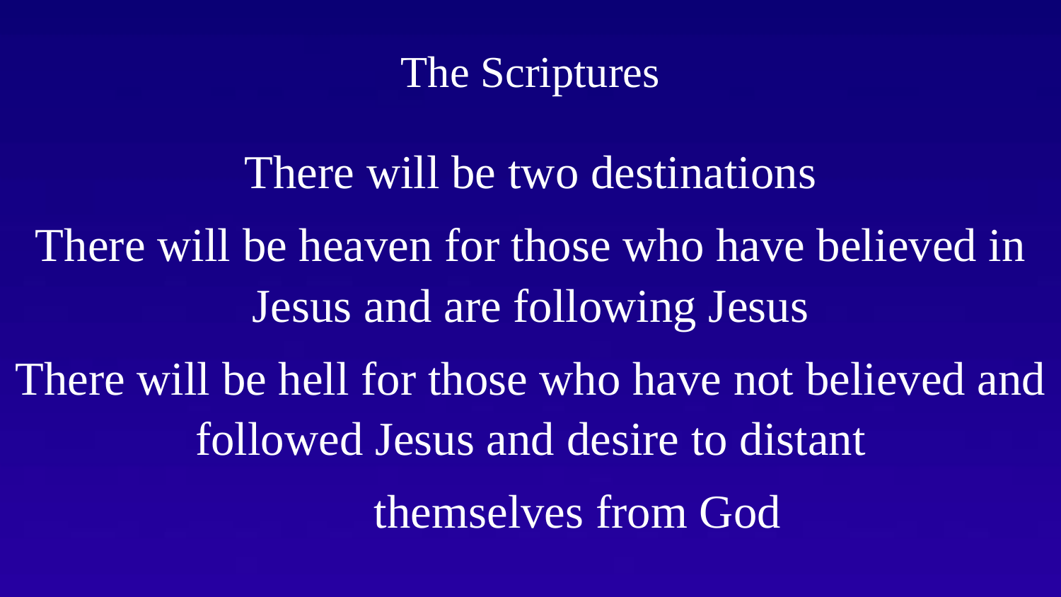# The Scriptures

There will be two destinations

There will be heaven for those who have believed in Jesus and are following Jesus

There will be hell for those who have not believed and followed Jesus and desire to distant themselves from God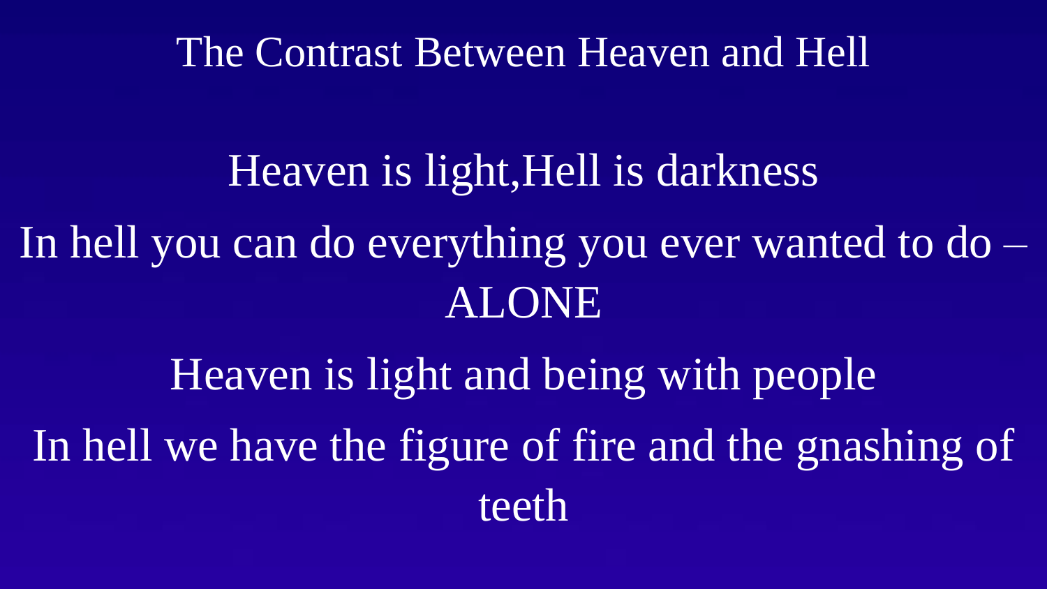# The Contrast Between Heaven and Hell

Heaven is light,Hell is darkness

In hell you can do everything you ever wanted to do – ALONE

Heaven is light and being with people

In hell we have the figure of fire and the gnashing of teeth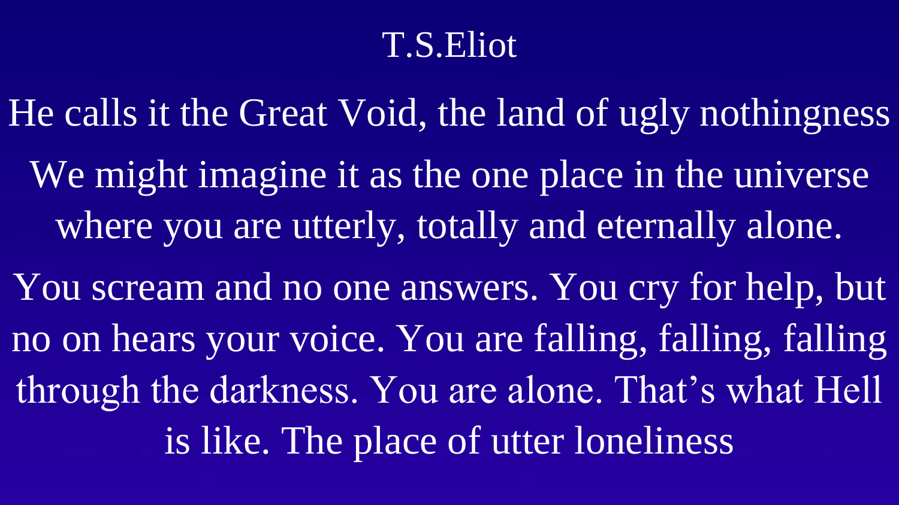# T.S.Eliot

He calls it the Great Void, the land of ugly nothingness

We might imagine it as the one place in the universe where you are utterly, totally and eternally alone.

You scream and no one answers. You cry for help, but no on hears your voice. You are falling, falling, falling through the darkness. You are alone. That's what Hell is like. The place of utter loneliness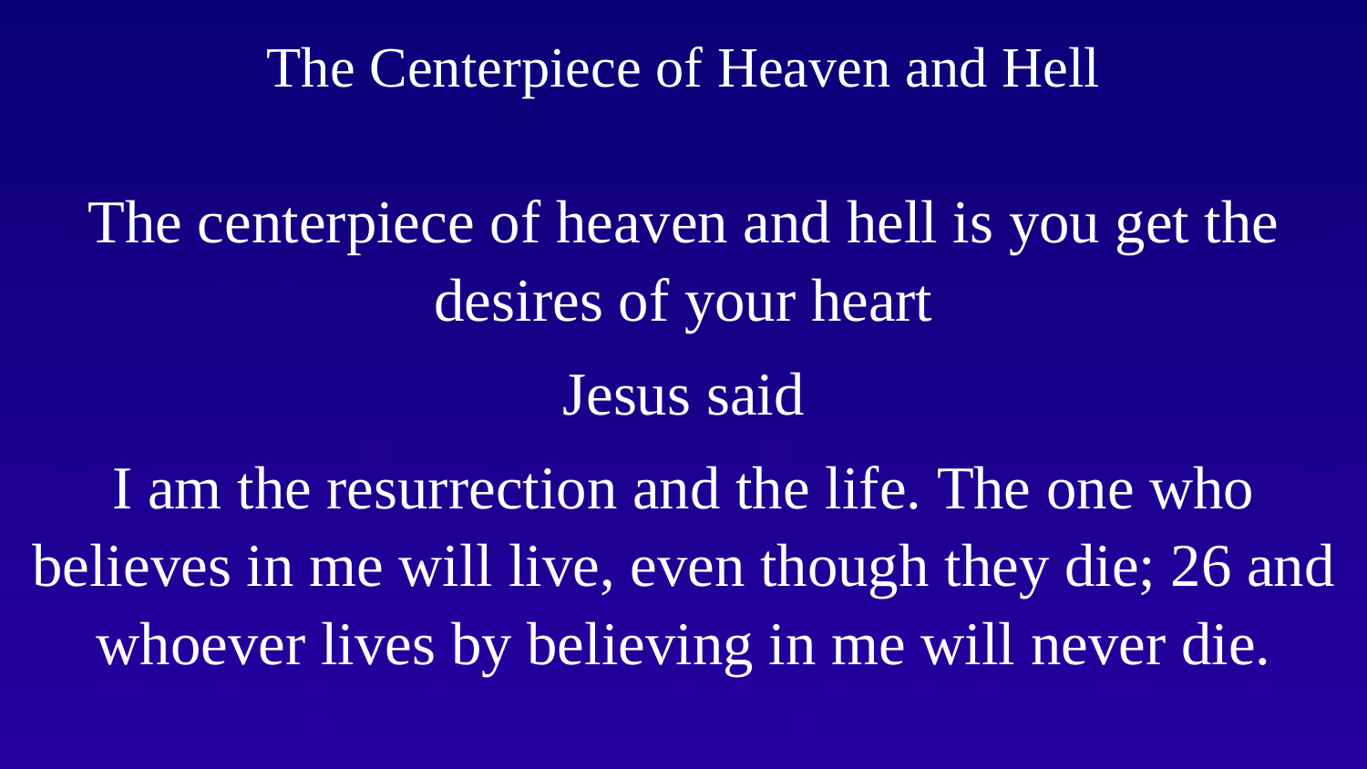# The Centerpiece of Heaven and Hell

The centerpiece of heaven and hell is you get the desires of your heart

Jesus said

I am the resurrection and the life. The one who believes in me will live, even though they die; 26 and whoever lives by believing in me will never die.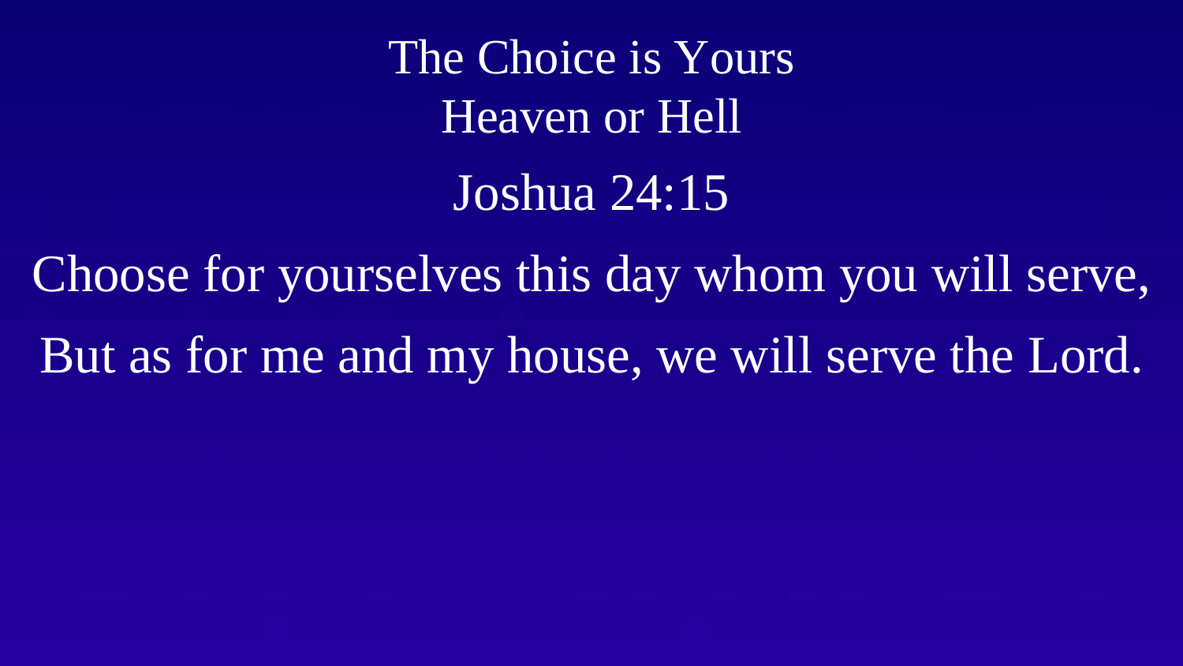# The Choice is Yours
# Heaven or Hell

## Joshua 24:15

Choose for yourselves this day whom you will serve,

But as for me and my house, we will serve the Lord.